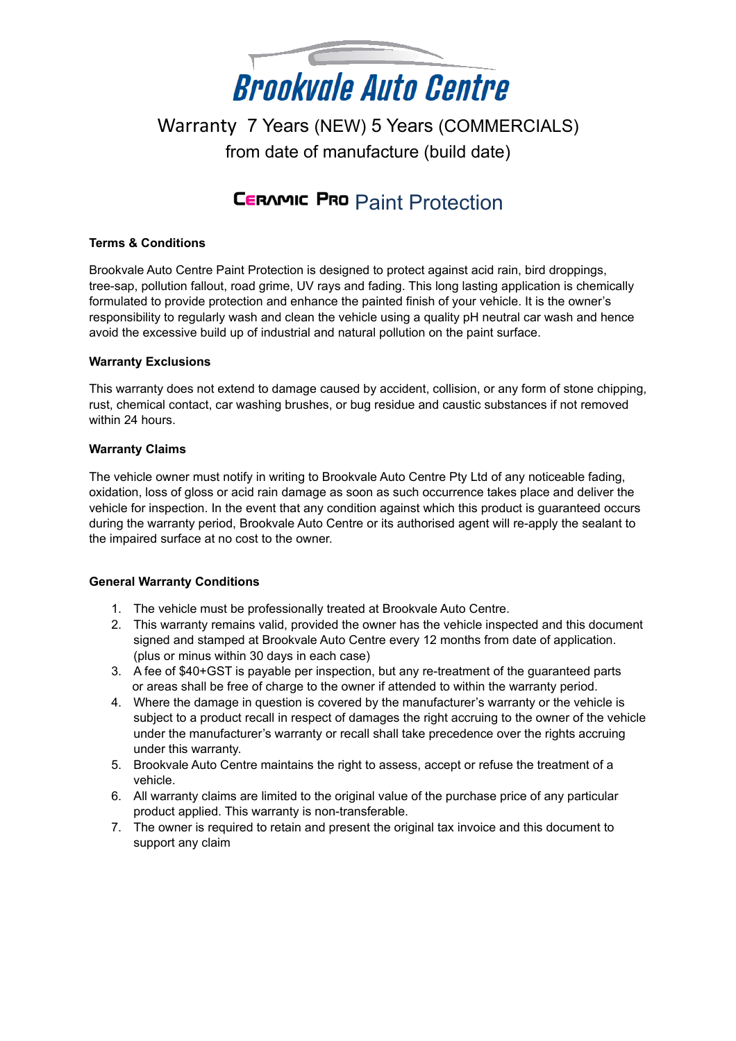# Brookvale Auto Centre

Warranty 7 Years (NEW) 5 Years (COMMERCIALS)
from date of manufacture (build date)

## CERAMIC PRO Paint Protection

**Terms & Conditions**

Brookvale Auto Centre Paint Protection is designed to protect against acid rain, bird droppings, tree-sap, pollution fallout, road grime, UV rays and fading. This long lasting application is chemically formulated to provide protection and enhance the painted finish of your vehicle. It is the owner's responsibility to regularly wash and clean the vehicle using a quality pH neutral car wash and hence avoid the excessive build up of industrial and natural pollution on the paint surface.

**Warranty Exclusions**

This warranty does not extend to damage caused by accident, collision, or any form of stone chipping, rust, chemical contact, car washing brushes, or bug residue and caustic substances if not removed within 24 hours.

**Warranty Claims**

The vehicle owner must notify in writing to Brookvale Auto Centre Pty Ltd of any noticeable fading, oxidation, loss of gloss or acid rain damage as soon as such occurrence takes place and deliver the vehicle for inspection. In the event that any condition against which this product is guaranteed occurs during the warranty period, Brookvale Auto Centre or its authorised agent will re-apply the sealant to the impaired surface at no cost to the owner.

**General Warranty Conditions**

1. The vehicle must be professionally treated at Brookvale Auto Centre.
2. This warranty remains valid, provided the owner has the vehicle inspected and this document signed and stamped at Brookvale Auto Centre every 12 months from date of application. (plus or minus within 30 days in each case)
3. A fee of $40+GST is payable per inspection, but any re-treatment of the guaranteed parts or areas shall be free of charge to the owner if attended to within the warranty period.
4. Where the damage in question is covered by the manufacturer's warranty or the vehicle is subject to a product recall in respect of damages the right accruing to the owner of the vehicle under the manufacturer's warranty or recall shall take precedence over the rights accruing under this warranty.
5. Brookvale Auto Centre maintains the right to assess, accept or refuse the treatment of a vehicle.
6. All warranty claims are limited to the original value of the purchase price of any particular product applied. This warranty is non-transferable.
7. The owner is required to retain and present the original tax invoice and this document to support any claim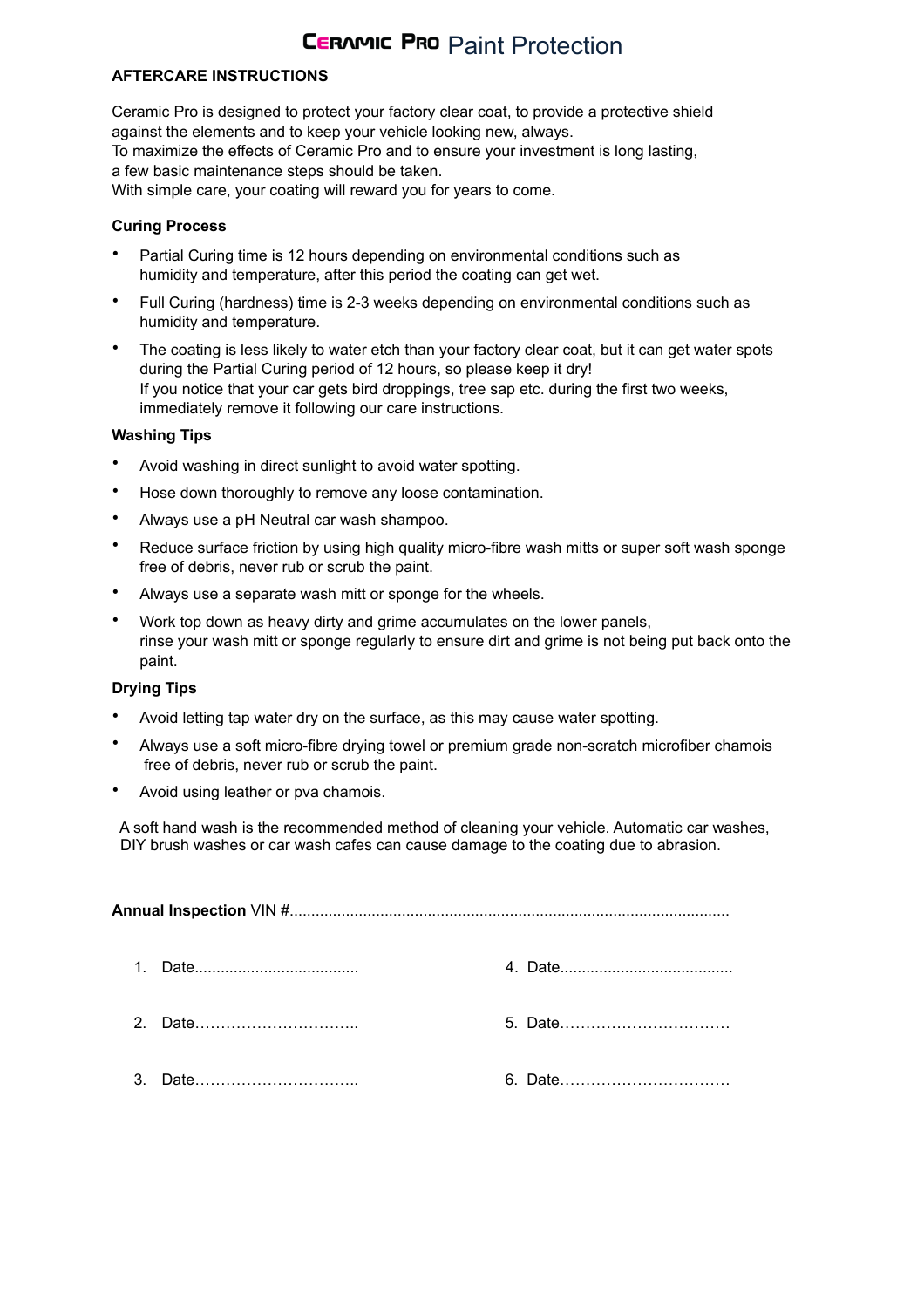# CERAMIC PRO Paint Protection

## AFTERCARE INSTRUCTIONS

Ceramic Pro is designed to protect your factory clear coat, to provide a protective shield against the elements and to keep your vehicle looking new, always.
To maximize the effects of Ceramic Pro and to ensure your investment is long lasting, a few basic maintenance steps should be taken.
With simple care, your coating will reward you for years to come.

### Curing Process

- Partial Curing time is 12 hours depending on environmental conditions such as humidity and temperature, after this period the coating can get wet.
- Full Curing (hardness) time is 2-3 weeks depending on environmental conditions such as humidity and temperature.
- The coating is less likely to water etch than your factory clear coat, but it can get water spots during the Partial Curing period of 12 hours, so please keep it dry!
  If you notice that your car gets bird droppings, tree sap etc. during the first two weeks, immediately remove it following our care instructions.

### Washing Tips

- Avoid washing in direct sunlight to avoid water spotting.
- Hose down thoroughly to remove any loose contamination.
- Always use a pH Neutral car wash shampoo.
- Reduce surface friction by using high quality micro-fibre wash mitts or super soft wash sponge free of debris, never rub or scrub the paint.
- Always use a separate wash mitt or sponge for the wheels.
- Work top down as heavy dirty and grime accumulates on the lower panels, rinse your wash mitt or sponge regularly to ensure dirt and grime is not being put back onto the paint.

### Drying Tips

- Avoid letting tap water dry on the surface, as this may cause water spotting.
- Always use a soft micro-fibre drying towel or premium grade non-scratch microfiber chamois free of debris, never rub or scrub the paint.
- Avoid using leather or pva chamois.

A soft hand wash is the recommended method of cleaning your vehicle. Automatic car washes, DIY brush washes or car wash cafes can cause damage to the coating due to abrasion.

**Annual Inspection** VIN #......................................................................................................

1. Date......................................
2. Date…………………………..
3. Date…………………………..
4. Date........................................
5. Date……………………………
6. Date……………………………